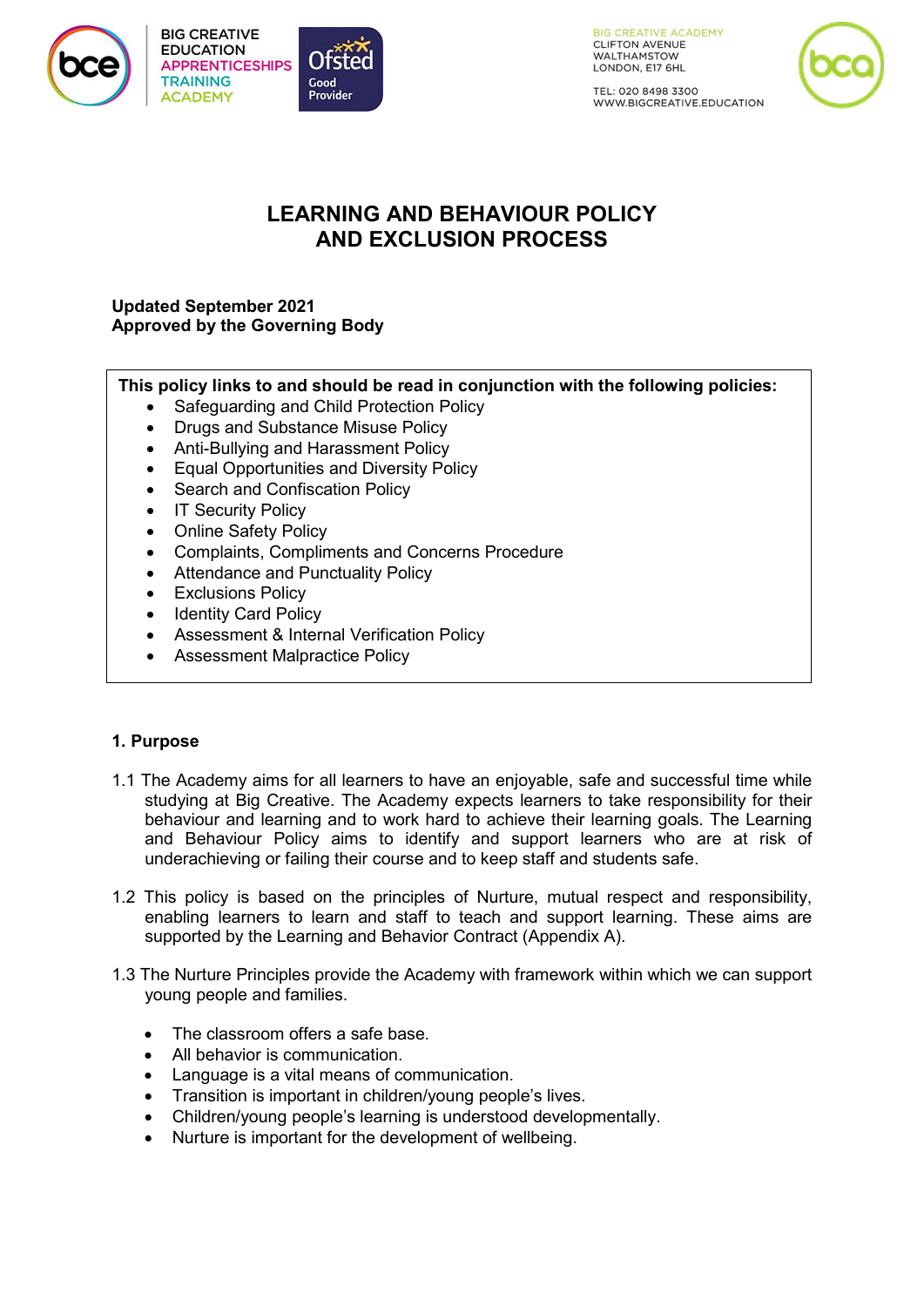BIG CREATIVE EDUCATION
APPRENTICESHIPS
TRAINING
ACADEMY

Ofsted Good Provider

BIG CREATIVE ACADEMY
CLIFTON AVENUE
WALTHAMSTOW
LONDON, E17 6HL

TEL: 020 8498 3300
WWW.BIGCREATIVE.EDUCATION

# LEARNING AND BEHAVIOUR POLICY AND EXCLUSION PROCESS

**Updated September 2021**
**Approved by the Governing Body**

**This policy links to and should be read in conjunction with the following policies:**

- Safeguarding and Child Protection Policy
- Drugs and Substance Misuse Policy
- Anti-Bullying and Harassment Policy
- Equal Opportunities and Diversity Policy
- Search and Confiscation Policy
- IT Security Policy
- Online Safety Policy
- Complaints, Compliments and Concerns Procedure
- Attendance and Punctuality Policy
- Exclusions Policy
- Identity Card Policy
- Assessment & Internal Verification Policy
- Assessment Malpractice Policy

## 1. Purpose

1.1 The Academy aims for all learners to have an enjoyable, safe and successful time while studying at Big Creative. The Academy expects learners to take responsibility for their behaviour and learning and to work hard to achieve their learning goals. The Learning and Behaviour Policy aims to identify and support learners who are at risk of underachieving or failing their course and to keep staff and students safe.

1.2 This policy is based on the principles of Nurture, mutual respect and responsibility, enabling learners to learn and staff to teach and support learning. These aims are supported by the Learning and Behavior Contract (Appendix A).

1.3 The Nurture Principles provide the Academy with framework within which we can support young people and families.

- The classroom offers a safe base.
- All behavior is communication.
- Language is a vital means of communication.
- Transition is important in children/young people's lives.
- Children/young people's learning is understood developmentally.
- Nurture is important for the development of wellbeing.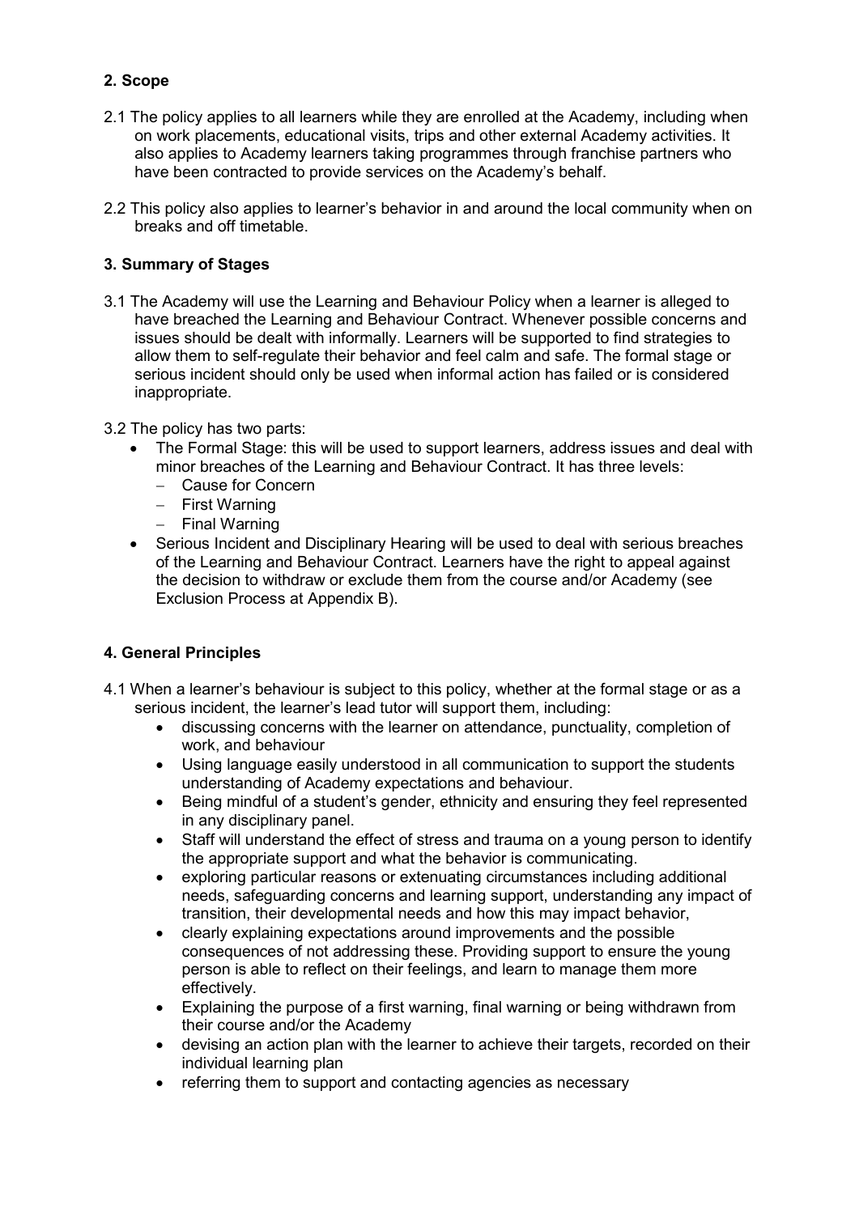## 2. Scope

2.1 The policy applies to all learners while they are enrolled at the Academy, including when on work placements, educational visits, trips and other external Academy activities. It also applies to Academy learners taking programmes through franchise partners who have been contracted to provide services on the Academy's behalf.

2.2 This policy also applies to learner's behavior in and around the local community when on breaks and off timetable.

## 3. Summary of Stages

3.1 The Academy will use the Learning and Behaviour Policy when a learner is alleged to have breached the Learning and Behaviour Contract. Whenever possible concerns and issues should be dealt with informally. Learners will be supported to find strategies to allow them to self-regulate their behavior and feel calm and safe. The formal stage or serious incident should only be used when informal action has failed or is considered inappropriate.

3.2 The policy has two parts:

- The Formal Stage: this will be used to support learners, address issues and deal with minor breaches of the Learning and Behaviour Contract. It has three levels:
  - Cause for Concern
  - First Warning
  - Final Warning
- Serious Incident and Disciplinary Hearing will be used to deal with serious breaches of the Learning and Behaviour Contract. Learners have the right to appeal against the decision to withdraw or exclude them from the course and/or Academy (see Exclusion Process at Appendix B).

## 4. General Principles

4.1 When a learner's behaviour is subject to this policy, whether at the formal stage or as a serious incident, the learner's lead tutor will support them, including:

- discussing concerns with the learner on attendance, punctuality, completion of work, and behaviour
- Using language easily understood in all communication to support the students understanding of Academy expectations and behaviour.
- Being mindful of a student's gender, ethnicity and ensuring they feel represented in any disciplinary panel.
- Staff will understand the effect of stress and trauma on a young person to identify the appropriate support and what the behavior is communicating.
- exploring particular reasons or extenuating circumstances including additional needs, safeguarding concerns and learning support, understanding any impact of transition, their developmental needs and how this may impact behavior,
- clearly explaining expectations around improvements and the possible consequences of not addressing these. Providing support to ensure the young person is able to reflect on their feelings, and learn to manage them more effectively.
- Explaining the purpose of a first warning, final warning or being withdrawn from their course and/or the Academy
- devising an action plan with the learner to achieve their targets, recorded on their individual learning plan
- referring them to support and contacting agencies as necessary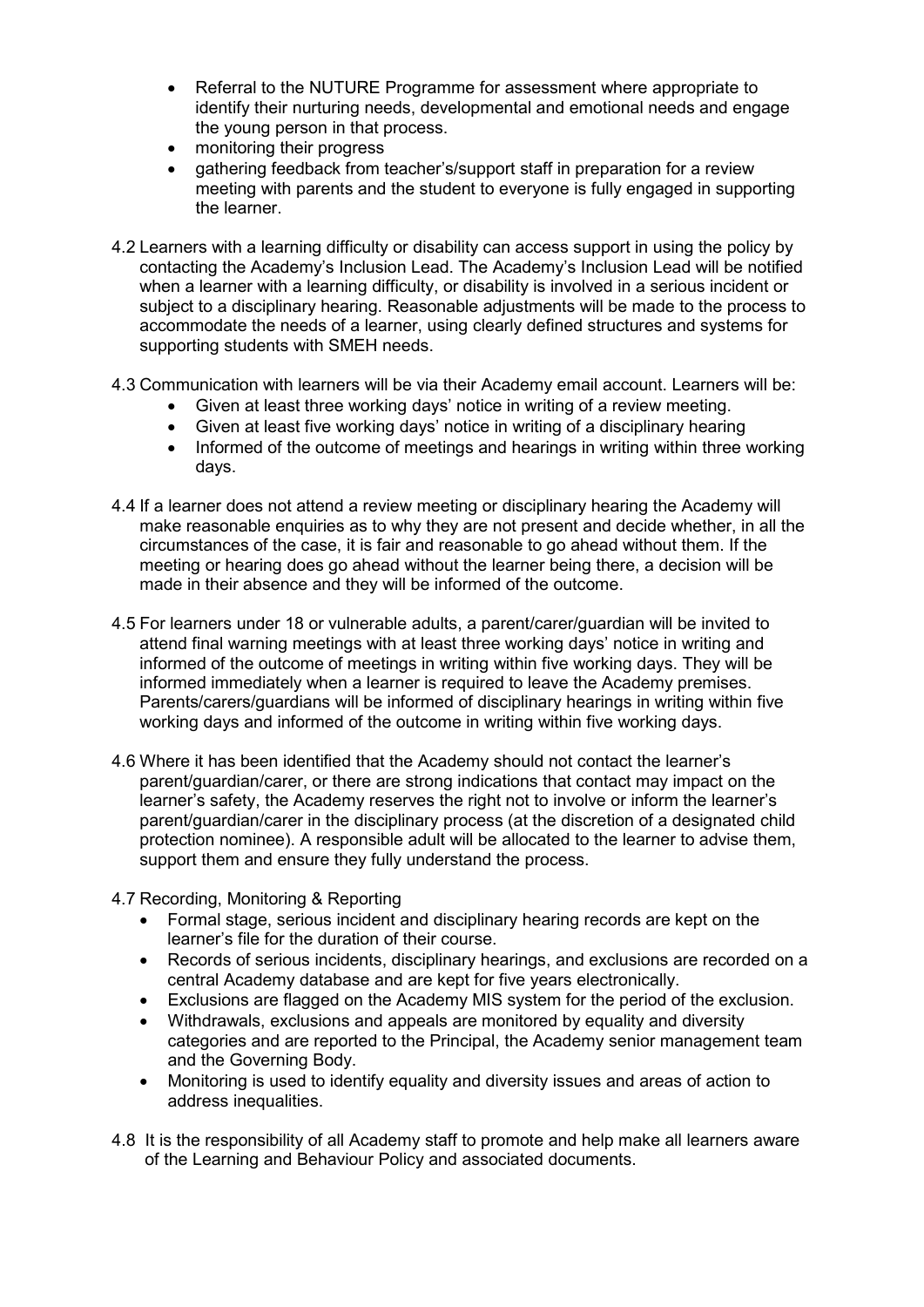- Referral to the NUTURE Programme for assessment where appropriate to identify their nurturing needs, developmental and emotional needs and engage the young person in that process.
- monitoring their progress
- gathering feedback from teacher's/support staff in preparation for a review meeting with parents and the student to everyone is fully engaged in supporting the learner.

4.2 Learners with a learning difficulty or disability can access support in using the policy by contacting the Academy's Inclusion Lead. The Academy's Inclusion Lead will be notified when a learner with a learning difficulty, or disability is involved in a serious incident or subject to a disciplinary hearing. Reasonable adjustments will be made to the process to accommodate the needs of a learner, using clearly defined structures and systems for supporting students with SMEH needs.

4.3 Communication with learners will be via their Academy email account. Learners will be:

- Given at least three working days' notice in writing of a review meeting.
- Given at least five working days' notice in writing of a disciplinary hearing
- Informed of the outcome of meetings and hearings in writing within three working days.

4.4 If a learner does not attend a review meeting or disciplinary hearing the Academy will make reasonable enquiries as to why they are not present and decide whether, in all the circumstances of the case, it is fair and reasonable to go ahead without them. If the meeting or hearing does go ahead without the learner being there, a decision will be made in their absence and they will be informed of the outcome.

4.5 For learners under 18 or vulnerable adults, a parent/carer/guardian will be invited to attend final warning meetings with at least three working days' notice in writing and informed of the outcome of meetings in writing within five working days. They will be informed immediately when a learner is required to leave the Academy premises. Parents/carers/guardians will be informed of disciplinary hearings in writing within five working days and informed of the outcome in writing within five working days.

4.6 Where it has been identified that the Academy should not contact the learner's parent/guardian/carer, or there are strong indications that contact may impact on the learner's safety, the Academy reserves the right not to involve or inform the learner's parent/guardian/carer in the disciplinary process (at the discretion of a designated child protection nominee). A responsible adult will be allocated to the learner to advise them, support them and ensure they fully understand the process.

4.7 Recording, Monitoring & Reporting

- Formal stage, serious incident and disciplinary hearing records are kept on the learner's file for the duration of their course.
- Records of serious incidents, disciplinary hearings, and exclusions are recorded on a central Academy database and are kept for five years electronically.
- Exclusions are flagged on the Academy MIS system for the period of the exclusion.
- Withdrawals, exclusions and appeals are monitored by equality and diversity categories and are reported to the Principal, the Academy senior management team and the Governing Body.
- Monitoring is used to identify equality and diversity issues and areas of action to address inequalities.

4.8 It is the responsibility of all Academy staff to promote and help make all learners aware of the Learning and Behaviour Policy and associated documents.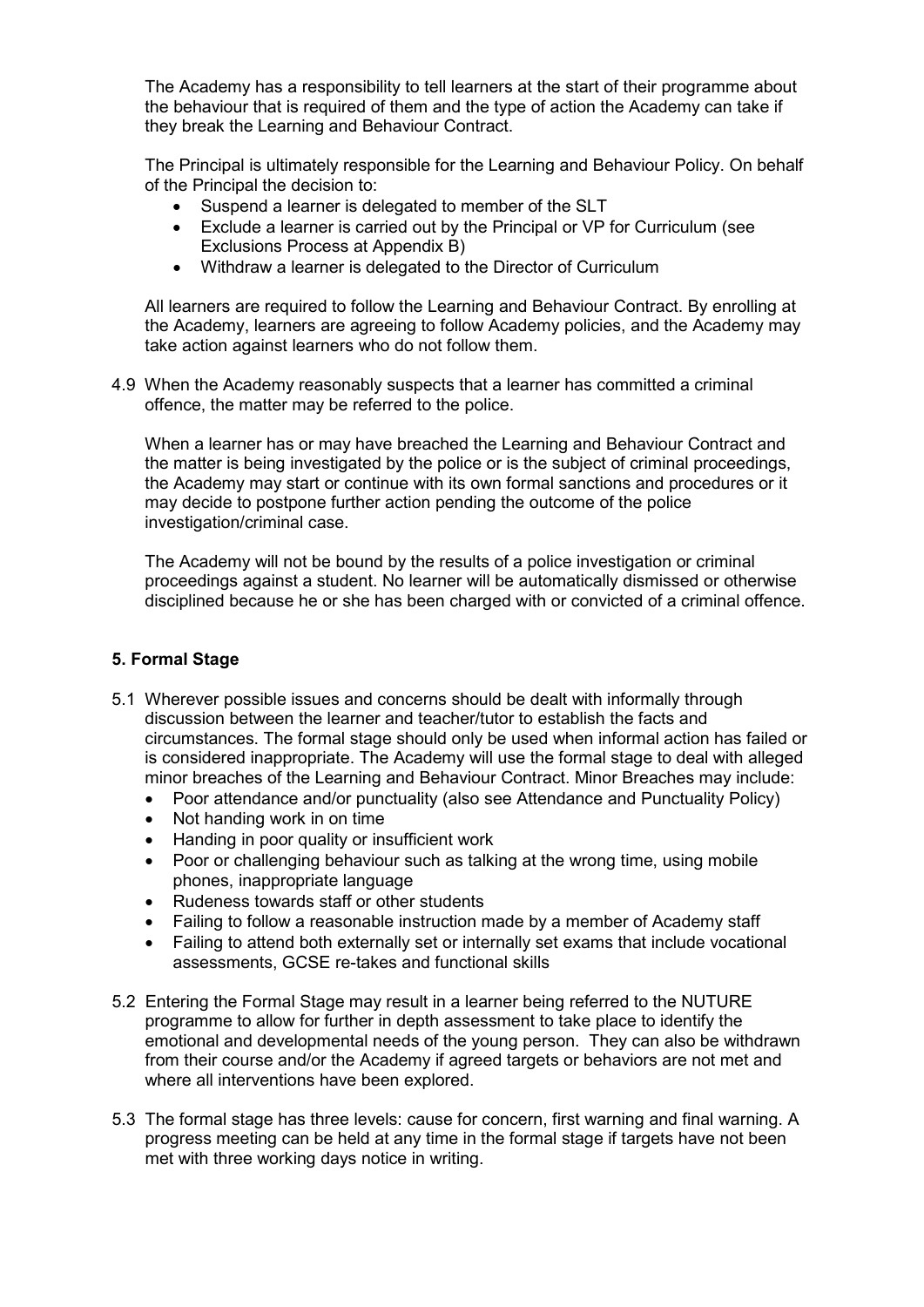The Academy has a responsibility to tell learners at the start of their programme about the behaviour that is required of them and the type of action the Academy can take if they break the Learning and Behaviour Contract.

The Principal is ultimately responsible for the Learning and Behaviour Policy. On behalf of the Principal the decision to:

- Suspend a learner is delegated to member of the SLT
- Exclude a learner is carried out by the Principal or VP for Curriculum (see Exclusions Process at Appendix B)
- Withdraw a learner is delegated to the Director of Curriculum

All learners are required to follow the Learning and Behaviour Contract. By enrolling at the Academy, learners are agreeing to follow Academy policies, and the Academy may take action against learners who do not follow them.

4.9 When the Academy reasonably suspects that a learner has committed a criminal offence, the matter may be referred to the police.

When a learner has or may have breached the Learning and Behaviour Contract and the matter is being investigated by the police or is the subject of criminal proceedings, the Academy may start or continue with its own formal sanctions and procedures or it may decide to postpone further action pending the outcome of the police investigation/criminal case.

The Academy will not be bound by the results of a police investigation or criminal proceedings against a student. No learner will be automatically dismissed or otherwise disciplined because he or she has been charged with or convicted of a criminal offence.

## 5. Formal Stage

5.1 Wherever possible issues and concerns should be dealt with informally through discussion between the learner and teacher/tutor to establish the facts and circumstances. The formal stage should only be used when informal action has failed or is considered inappropriate. The Academy will use the formal stage to deal with alleged minor breaches of the Learning and Behaviour Contract. Minor Breaches may include:

- Poor attendance and/or punctuality (also see Attendance and Punctuality Policy)
- Not handing work in on time
- Handing in poor quality or insufficient work
- Poor or challenging behaviour such as talking at the wrong time, using mobile phones, inappropriate language
- Rudeness towards staff or other students
- Failing to follow a reasonable instruction made by a member of Academy staff
- Failing to attend both externally set or internally set exams that include vocational assessments, GCSE re-takes and functional skills

5.2 Entering the Formal Stage may result in a learner being referred to the NUTURE programme to allow for further in depth assessment to take place to identify the emotional and developmental needs of the young person. They can also be withdrawn from their course and/or the Academy if agreed targets or behaviors are not met and where all interventions have been explored.

5.3 The formal stage has three levels: cause for concern, first warning and final warning. A progress meeting can be held at any time in the formal stage if targets have not been met with three working days notice in writing.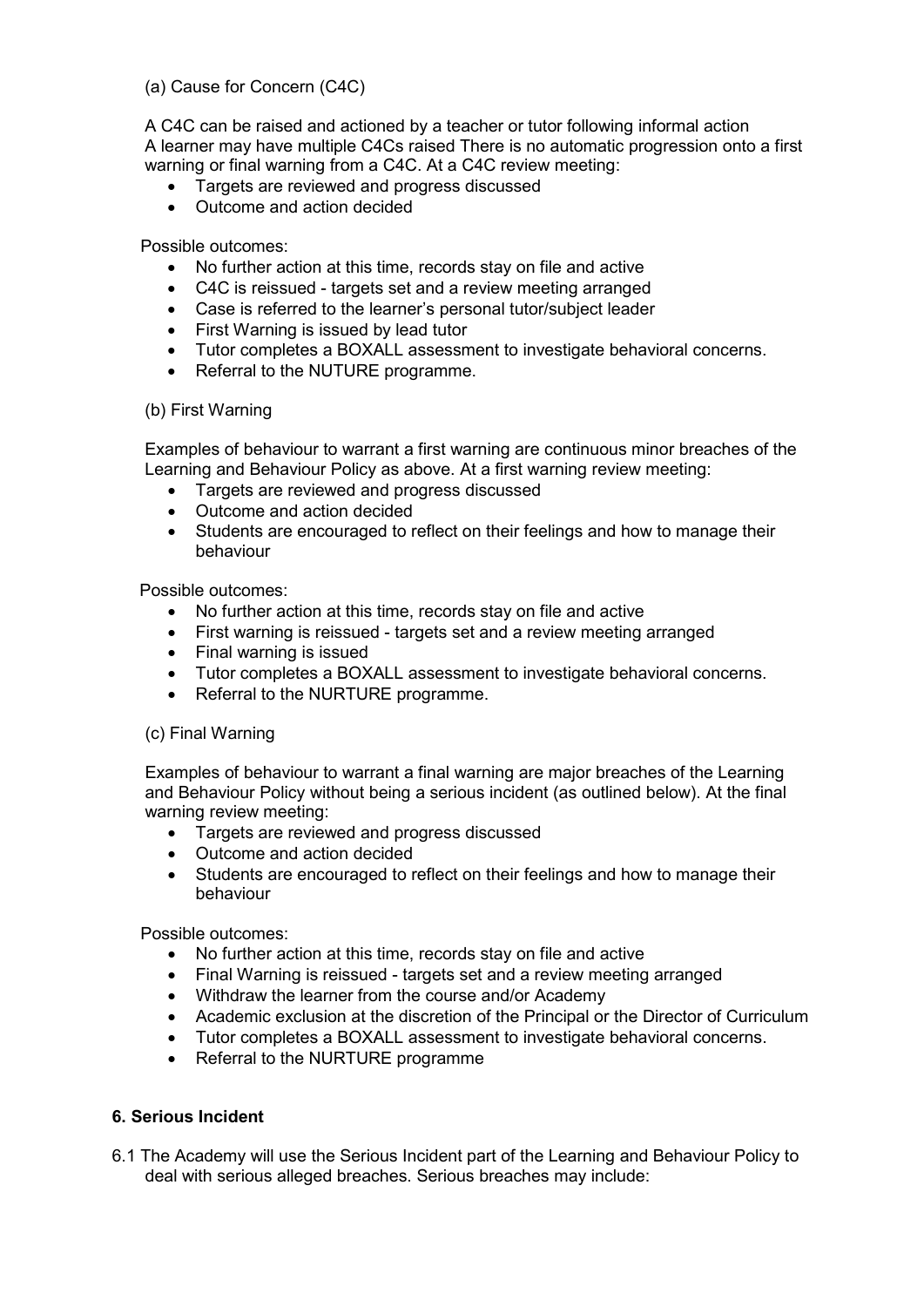(a) Cause for Concern (C4C)

A C4C can be raised and actioned by a teacher or tutor following informal action
A learner may have multiple C4Cs raised There is no automatic progression onto a first warning or final warning from a C4C. At a C4C review meeting:

- Targets are reviewed and progress discussed
- Outcome and action decided

Possible outcomes:

- No further action at this time, records stay on file and active
- C4C is reissued - targets set and a review meeting arranged
- Case is referred to the learner's personal tutor/subject leader
- First Warning is issued by lead tutor
- Tutor completes a BOXALL assessment to investigate behavioral concerns.
- Referral to the NUTURE programme.

(b) First Warning

Examples of behaviour to warrant a first warning are continuous minor breaches of the Learning and Behaviour Policy as above. At a first warning review meeting:

- Targets are reviewed and progress discussed
- Outcome and action decided
- Students are encouraged to reflect on their feelings and how to manage their behaviour

Possible outcomes:

- No further action at this time, records stay on file and active
- First warning is reissued - targets set and a review meeting arranged
- Final warning is issued
- Tutor completes a BOXALL assessment to investigate behavioral concerns.
- Referral to the NURTURE programme.

(c) Final Warning

Examples of behaviour to warrant a final warning are major breaches of the Learning and Behaviour Policy without being a serious incident (as outlined below). At the final warning review meeting:

- Targets are reviewed and progress discussed
- Outcome and action decided
- Students are encouraged to reflect on their feelings and how to manage their behaviour

Possible outcomes:

- No further action at this time, records stay on file and active
- Final Warning is reissued - targets set and a review meeting arranged
- Withdraw the learner from the course and/or Academy
- Academic exclusion at the discretion of the Principal or the Director of Curriculum
- Tutor completes a BOXALL assessment to investigate behavioral concerns.
- Referral to the NURTURE programme

## 6. Serious Incident

6.1 The Academy will use the Serious Incident part of the Learning and Behaviour Policy to deal with serious alleged breaches. Serious breaches may include: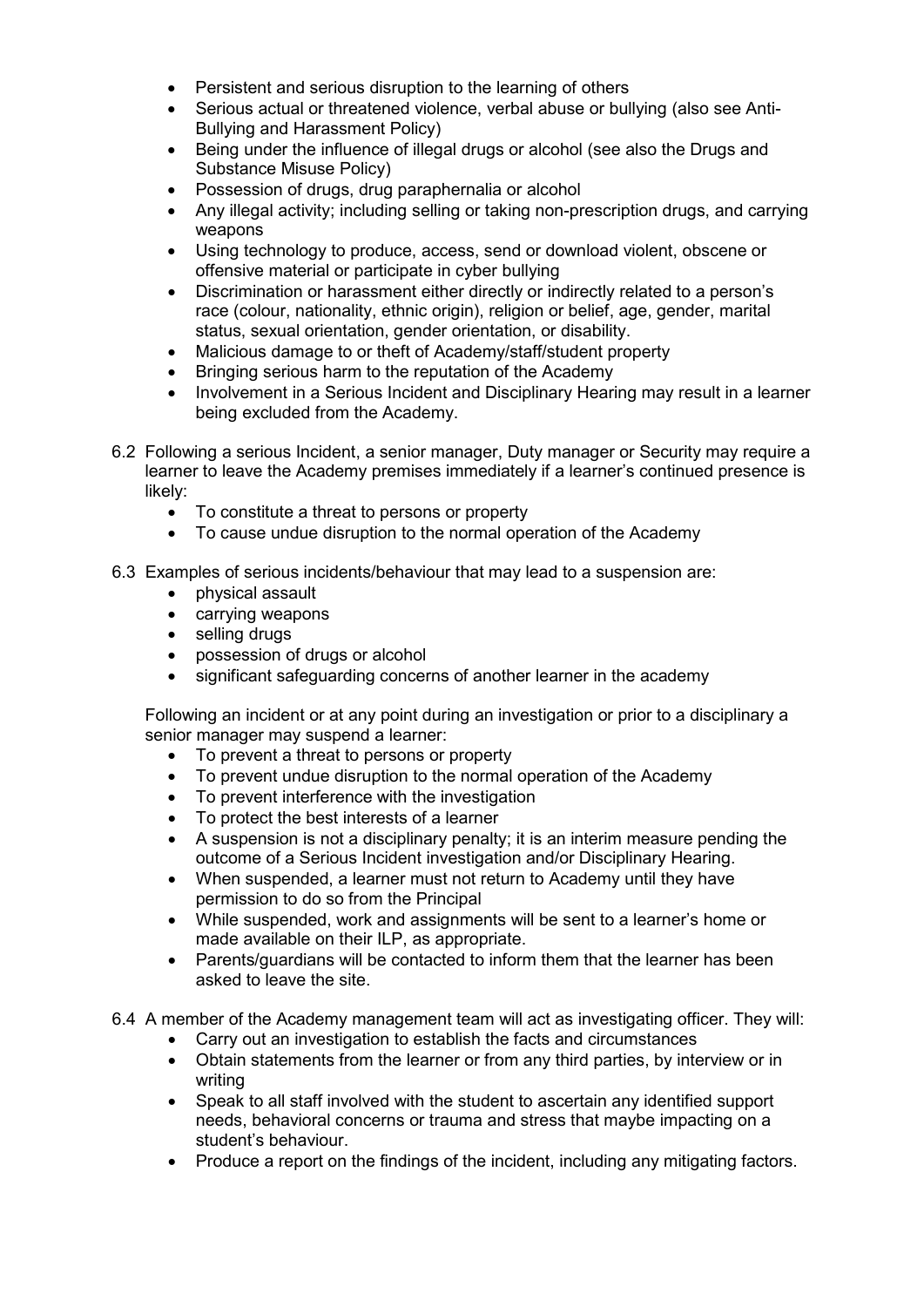- Persistent and serious disruption to the learning of others
- Serious actual or threatened violence, verbal abuse or bullying (also see Anti-Bullying and Harassment Policy)
- Being under the influence of illegal drugs or alcohol (see also the Drugs and Substance Misuse Policy)
- Possession of drugs, drug paraphernalia or alcohol
- Any illegal activity; including selling or taking non-prescription drugs, and carrying weapons
- Using technology to produce, access, send or download violent, obscene or offensive material or participate in cyber bullying
- Discrimination or harassment either directly or indirectly related to a person's race (colour, nationality, ethnic origin), religion or belief, age, gender, marital status, sexual orientation, gender orientation, or disability.
- Malicious damage to or theft of Academy/staff/student property
- Bringing serious harm to the reputation of the Academy
- Involvement in a Serious Incident and Disciplinary Hearing may result in a learner being excluded from the Academy.

6.2 Following a serious Incident, a senior manager, Duty manager or Security may require a learner to leave the Academy premises immediately if a learner's continued presence is likely:

- To constitute a threat to persons or property
- To cause undue disruption to the normal operation of the Academy

6.3 Examples of serious incidents/behaviour that may lead to a suspension are:

- physical assault
- carrying weapons
- selling drugs
- possession of drugs or alcohol
- significant safeguarding concerns of another learner in the academy

Following an incident or at any point during an investigation or prior to a disciplinary a senior manager may suspend a learner:

- To prevent a threat to persons or property
- To prevent undue disruption to the normal operation of the Academy
- To prevent interference with the investigation
- To protect the best interests of a learner
- A suspension is not a disciplinary penalty; it is an interim measure pending the outcome of a Serious Incident investigation and/or Disciplinary Hearing.
- When suspended, a learner must not return to Academy until they have permission to do so from the Principal
- While suspended, work and assignments will be sent to a learner's home or made available on their ILP, as appropriate.
- Parents/guardians will be contacted to inform them that the learner has been asked to leave the site.

6.4 A member of the Academy management team will act as investigating officer. They will:

- Carry out an investigation to establish the facts and circumstances
- Obtain statements from the learner or from any third parties, by interview or in writing
- Speak to all staff involved with the student to ascertain any identified support needs, behavioral concerns or trauma and stress that maybe impacting on a student's behaviour.
- Produce a report on the findings of the incident, including any mitigating factors.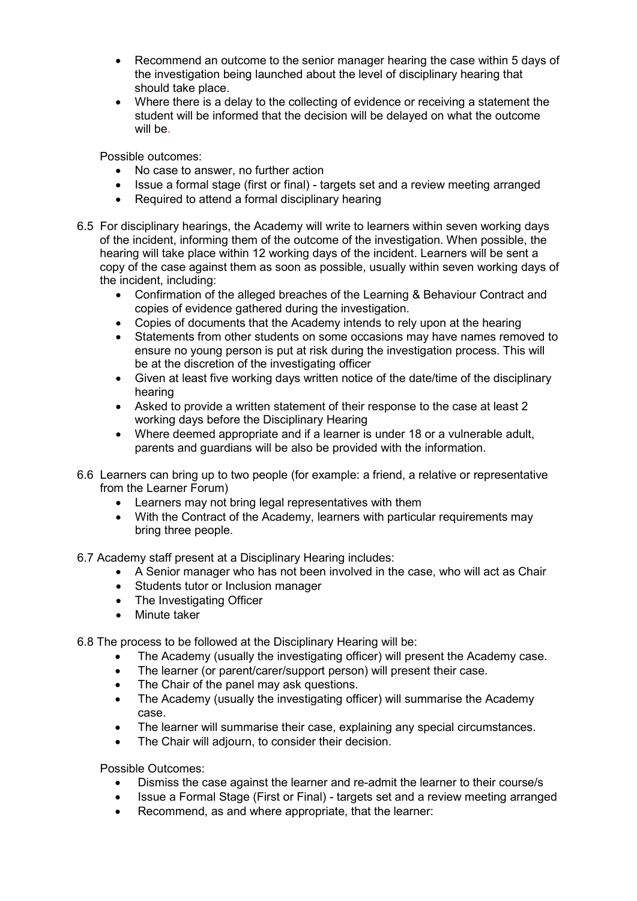- Recommend an outcome to the senior manager hearing the case within 5 days of the investigation being launched about the level of disciplinary hearing that should take place.
- Where there is a delay to the collecting of evidence or receiving a statement the student will be informed that the decision will be delayed on what the outcome will be.

Possible outcomes:

- No case to answer, no further action
- Issue a formal stage (first or final) - targets set and a review meeting arranged
- Required to attend a formal disciplinary hearing

6.5 For disciplinary hearings, the Academy will write to learners within seven working days of the incident, informing them of the outcome of the investigation. When possible, the hearing will take place within 12 working days of the incident. Learners will be sent a copy of the case against them as soon as possible, usually within seven working days of the incident, including:

- Confirmation of the alleged breaches of the Learning & Behaviour Contract and copies of evidence gathered during the investigation.
- Copies of documents that the Academy intends to rely upon at the hearing
- Statements from other students on some occasions may have names removed to ensure no young person is put at risk during the investigation process. This will be at the discretion of the investigating officer
- Given at least five working days written notice of the date/time of the disciplinary hearing
- Asked to provide a written statement of their response to the case at least 2 working days before the Disciplinary Hearing
- Where deemed appropriate and if a learner is under 18 or a vulnerable adult, parents and guardians will be also be provided with the information.

6.6 Learners can bring up to two people (for example: a friend, a relative or representative from the Learner Forum)

- Learners may not bring legal representatives with them
- With the Contract of the Academy, learners with particular requirements may bring three people.

6.7 Academy staff present at a Disciplinary Hearing includes:

- A Senior manager who has not been involved in the case, who will act as Chair
- Students tutor or Inclusion manager
- The Investigating Officer
- Minute taker

6.8 The process to be followed at the Disciplinary Hearing will be:

- The Academy (usually the investigating officer) will present the Academy case.
- The learner (or parent/carer/support person) will present their case.
- The Chair of the panel may ask questions.
- The Academy (usually the investigating officer) will summarise the Academy case.
- The learner will summarise their case, explaining any special circumstances.
- The Chair will adjourn, to consider their decision.

Possible Outcomes:

- Dismiss the case against the learner and re-admit the learner to their course/s
- Issue a Formal Stage (First or Final) - targets set and a review meeting arranged
- Recommend, as and where appropriate, that the learner: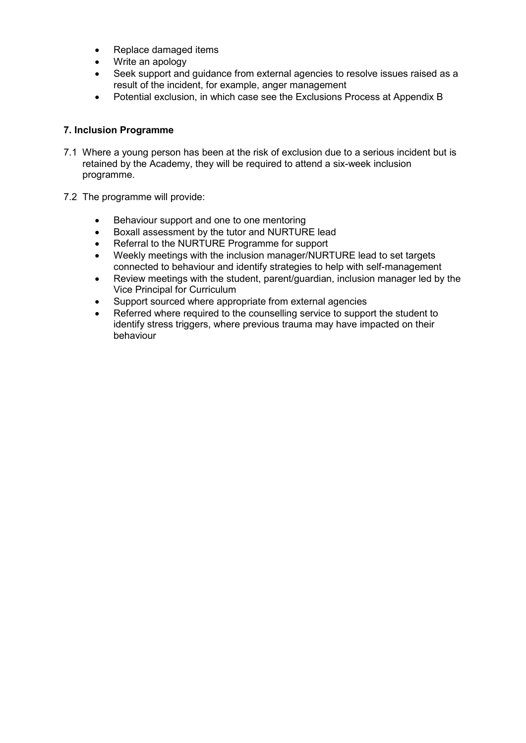- Replace damaged items
- Write an apology
- Seek support and guidance from external agencies to resolve issues raised as a result of the incident, for example, anger management
- Potential exclusion, in which case see the Exclusions Process at Appendix B

**7. Inclusion Programme**

7.1 Where a young person has been at the risk of exclusion due to a serious incident but is retained by the Academy, they will be required to attend a six-week inclusion programme.

7.2 The programme will provide:

- Behaviour support and one to one mentoring
- Boxall assessment by the tutor and NURTURE lead
- Referral to the NURTURE Programme for support
- Weekly meetings with the inclusion manager/NURTURE lead to set targets connected to behaviour and identify strategies to help with self-management
- Review meetings with the student, parent/guardian, inclusion manager led by the Vice Principal for Curriculum
- Support sourced where appropriate from external agencies
- Referred where required to the counselling service to support the student to identify stress triggers, where previous trauma may have impacted on their behaviour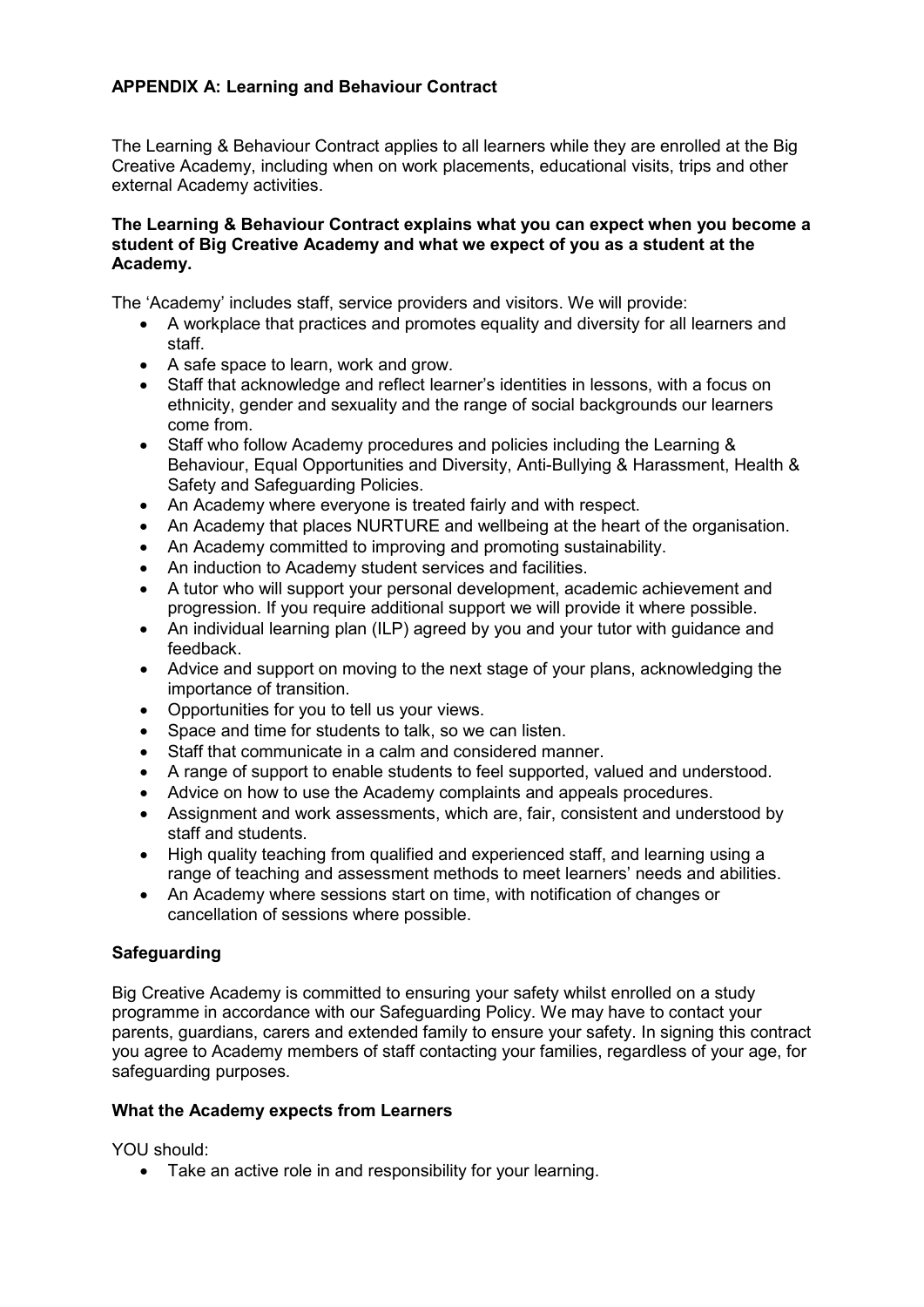## APPENDIX A: Learning and Behaviour Contract

The Learning & Behaviour Contract applies to all learners while they are enrolled at the Big Creative Academy, including when on work placements, educational visits, trips and other external Academy activities.

**The Learning & Behaviour Contract explains what you can expect when you become a student of Big Creative Academy and what we expect of you as a student at the Academy.**

The 'Academy' includes staff, service providers and visitors. We will provide:

- A workplace that practices and promotes equality and diversity for all learners and staff.
- A safe space to learn, work and grow.
- Staff that acknowledge and reflect learner's identities in lessons, with a focus on ethnicity, gender and sexuality and the range of social backgrounds our learners come from.
- Staff who follow Academy procedures and policies including the Learning & Behaviour, Equal Opportunities and Diversity, Anti-Bullying & Harassment, Health & Safety and Safeguarding Policies.
- An Academy where everyone is treated fairly and with respect.
- An Academy that places NURTURE and wellbeing at the heart of the organisation.
- An Academy committed to improving and promoting sustainability.
- An induction to Academy student services and facilities.
- A tutor who will support your personal development, academic achievement and progression. If you require additional support we will provide it where possible.
- An individual learning plan (ILP) agreed by you and your tutor with guidance and feedback.
- Advice and support on moving to the next stage of your plans, acknowledging the importance of transition.
- Opportunities for you to tell us your views.
- Space and time for students to talk, so we can listen.
- Staff that communicate in a calm and considered manner.
- A range of support to enable students to feel supported, valued and understood.
- Advice on how to use the Academy complaints and appeals procedures.
- Assignment and work assessments, which are, fair, consistent and understood by staff and students.
- High quality teaching from qualified and experienced staff, and learning using a range of teaching and assessment methods to meet learners' needs and abilities.
- An Academy where sessions start on time, with notification of changes or cancellation of sessions where possible.

### Safeguarding

Big Creative Academy is committed to ensuring your safety whilst enrolled on a study programme in accordance with our Safeguarding Policy. We may have to contact your parents, guardians, carers and extended family to ensure your safety. In signing this contract you agree to Academy members of staff contacting your families, regardless of your age, for safeguarding purposes.

### What the Academy expects from Learners

YOU should:

- Take an active role in and responsibility for your learning.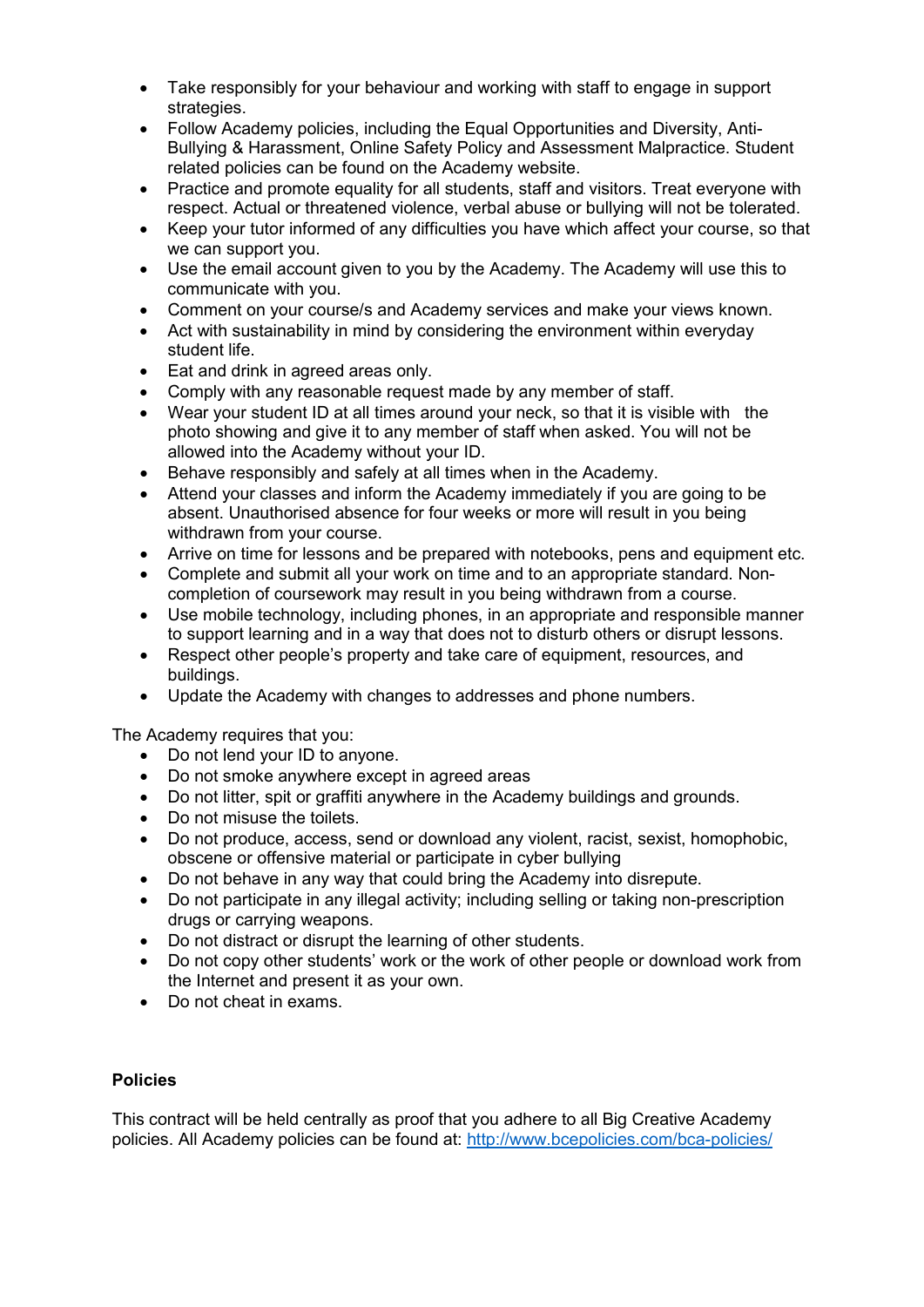- Take responsibly for your behaviour and working with staff to engage in support strategies.
- Follow Academy policies, including the Equal Opportunities and Diversity, Anti-Bullying & Harassment, Online Safety Policy and Assessment Malpractice. Student related policies can be found on the Academy website.
- Practice and promote equality for all students, staff and visitors. Treat everyone with respect. Actual or threatened violence, verbal abuse or bullying will not be tolerated.
- Keep your tutor informed of any difficulties you have which affect your course, so that we can support you.
- Use the email account given to you by the Academy. The Academy will use this to communicate with you.
- Comment on your course/s and Academy services and make your views known.
- Act with sustainability in mind by considering the environment within everyday student life.
- Eat and drink in agreed areas only.
- Comply with any reasonable request made by any member of staff.
- Wear your student ID at all times around your neck, so that it is visible with the photo showing and give it to any member of staff when asked. You will not be allowed into the Academy without your ID.
- Behave responsibly and safely at all times when in the Academy.
- Attend your classes and inform the Academy immediately if you are going to be absent. Unauthorised absence for four weeks or more will result in you being withdrawn from your course.
- Arrive on time for lessons and be prepared with notebooks, pens and equipment etc.
- Complete and submit all your work on time and to an appropriate standard. Non-completion of coursework may result in you being withdrawn from a course.
- Use mobile technology, including phones, in an appropriate and responsible manner to support learning and in a way that does not to disturb others or disrupt lessons.
- Respect other people's property and take care of equipment, resources, and buildings.
- Update the Academy with changes to addresses and phone numbers.

The Academy requires that you:

- Do not lend your ID to anyone.
- Do not smoke anywhere except in agreed areas
- Do not litter, spit or graffiti anywhere in the Academy buildings and grounds.
- Do not misuse the toilets.
- Do not produce, access, send or download any violent, racist, sexist, homophobic, obscene or offensive material or participate in cyber bullying
- Do not behave in any way that could bring the Academy into disrepute.
- Do not participate in any illegal activity; including selling or taking non-prescription drugs or carrying weapons.
- Do not distract or disrupt the learning of other students.
- Do not copy other students' work or the work of other people or download work from the Internet and present it as your own.
- Do not cheat in exams.

**Policies**

This contract will be held centrally as proof that you adhere to all Big Creative Academy policies. All Academy policies can be found at: http://www.bcepolicies.com/bca-policies/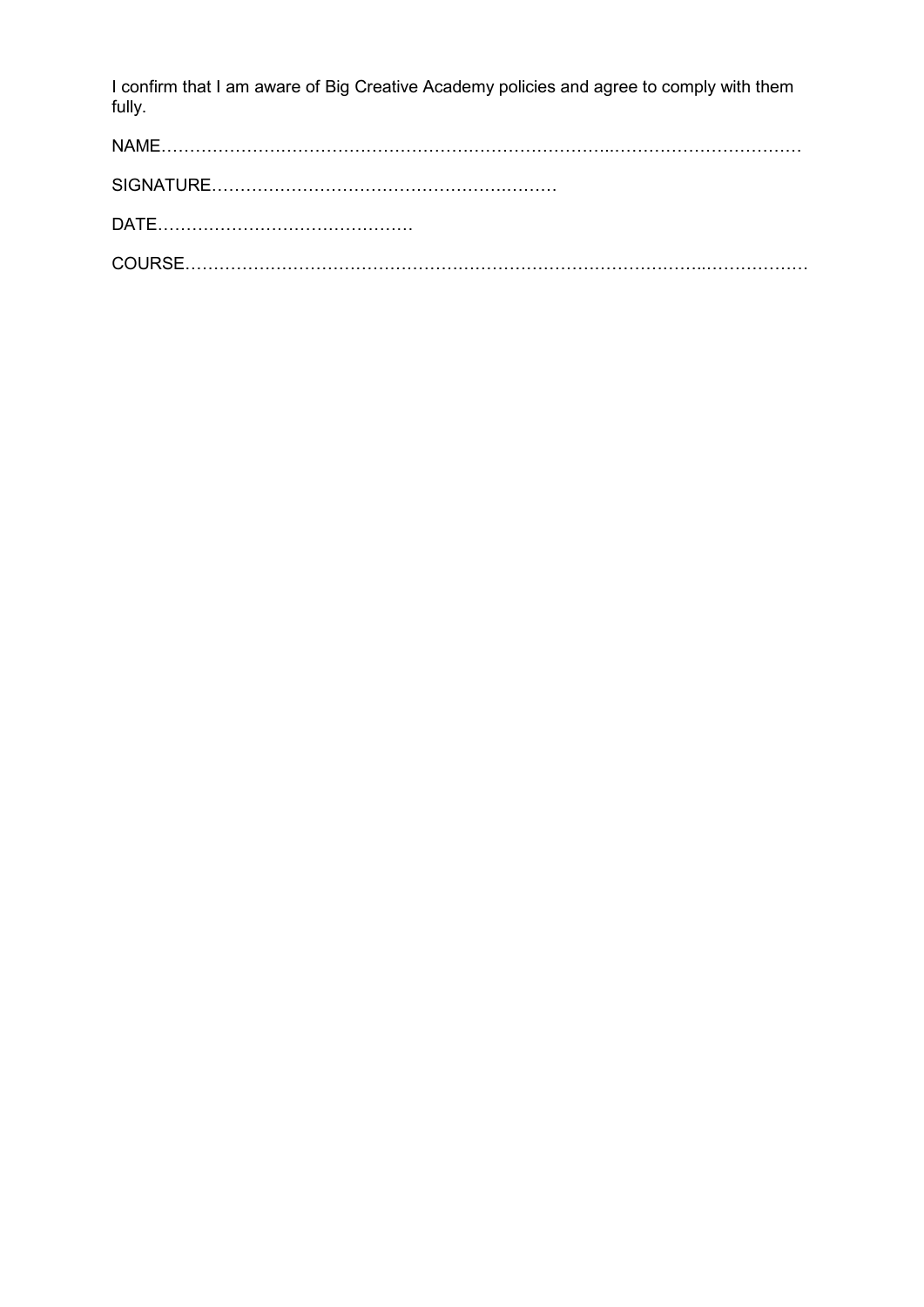I confirm that I am aware of Big Creative Academy policies and agree to comply with them fully.

NAME……………………………………………………………………..……………………………

SIGNATURE…………………………………………….………

DATE………………………………………

COURSE……………………………………………………………………………..………………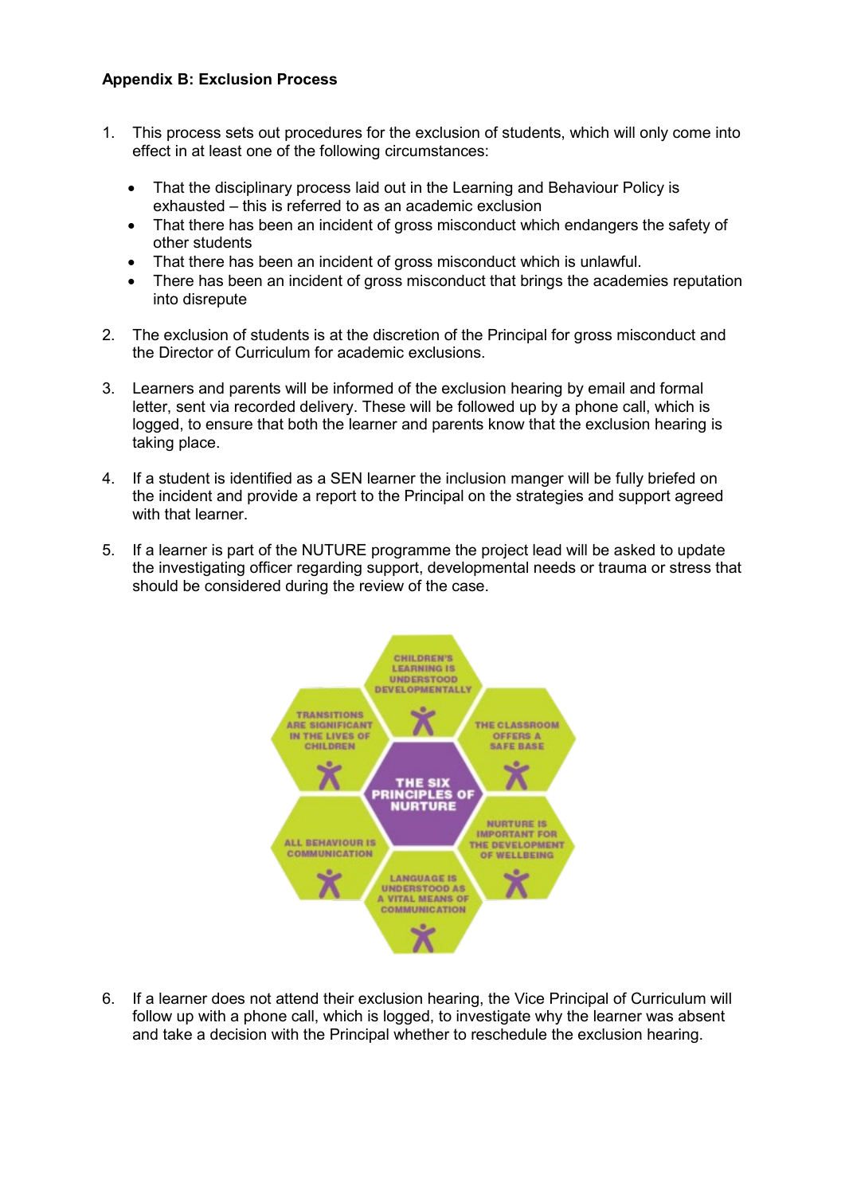**Appendix B: Exclusion Process**

1. This process sets out procedures for the exclusion of students, which will only come into effect in at least one of the following circumstances:

    - That the disciplinary process laid out in the Learning and Behaviour Policy is exhausted – this is referred to as an academic exclusion
    - That there has been an incident of gross misconduct which endangers the safety of other students
    - That there has been an incident of gross misconduct which is unlawful.
    - There has been an incident of gross misconduct that brings the academies reputation into disrepute

2. The exclusion of students is at the discretion of the Principal for gross misconduct and the Director of Curriculum for academic exclusions.

3. Learners and parents will be informed of the exclusion hearing by email and formal letter, sent via recorded delivery. These will be followed up by a phone call, which is logged, to ensure that both the learner and parents know that the exclusion hearing is taking place.

4. If a student is identified as a SEN learner the inclusion manger will be fully briefed on the incident and provide a report to the Principal on the strategies and support agreed with that learner.

5. If a learner is part of the NUTURE programme the project lead will be asked to update the investigating officer regarding support, developmental needs or trauma or stress that should be considered during the review of the case.

THE SIX PRINCIPLES OF NURTURE

- CHILDREN'S LEARNING IS UNDERSTOOD DEVELOPMENTALLY
- THE CLASSROOM OFFERS A SAFE BASE
- NURTURE IS IMPORTANT FOR THE DEVELOPMENT OF WELLBEING
- LANGUAGE IS UNDERSTOOD AS A VITAL MEANS OF COMMUNICATION
- ALL BEHAVIOUR IS COMMUNICATION
- TRANSITIONS ARE SIGNIFICANT IN THE LIVES OF CHILDREN

6. If a learner does not attend their exclusion hearing, the Vice Principal of Curriculum will follow up with a phone call, which is logged, to investigate why the learner was absent and take a decision with the Principal whether to reschedule the exclusion hearing.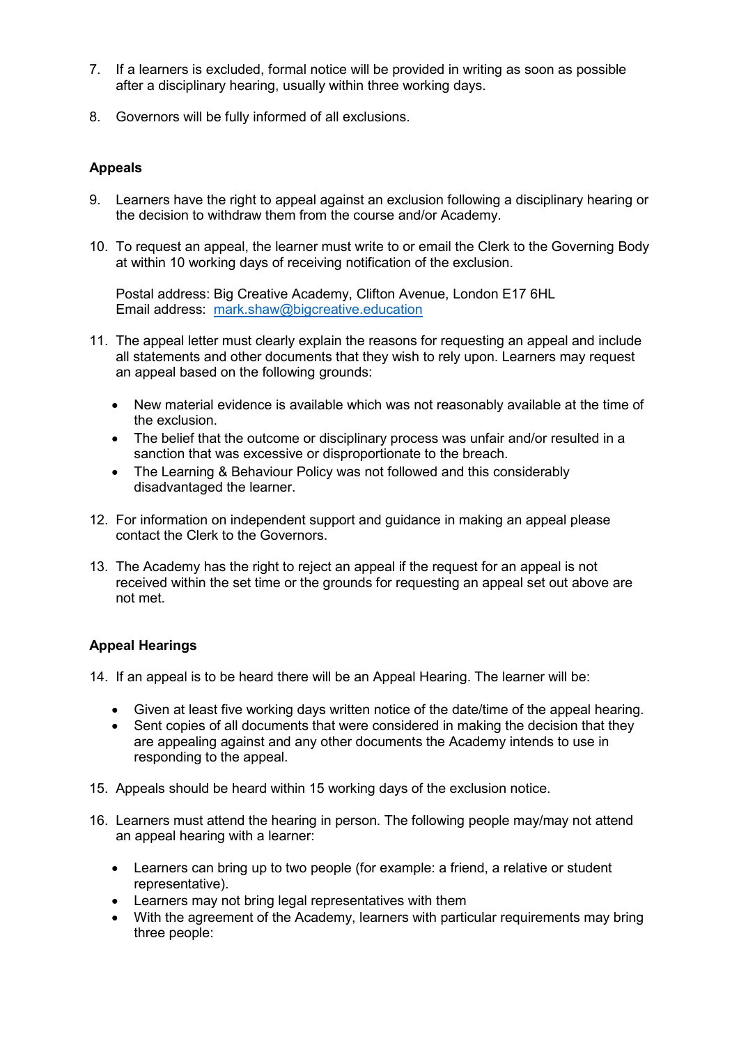7. If a learners is excluded, formal notice will be provided in writing as soon as possible after a disciplinary hearing, usually within three working days.

8. Governors will be fully informed of all exclusions.

**Appeals**

9. Learners have the right to appeal against an exclusion following a disciplinary hearing or the decision to withdraw them from the course and/or Academy.

10. To request an appeal, the learner must write to or email the Clerk to the Governing Body at within 10 working days of receiving notification of the exclusion.

    Postal address: Big Creative Academy, Clifton Avenue, London E17 6HL
    Email address: [mark.shaw@bigcreative.education](mailto:mark.shaw@bigcreative.education)

11. The appeal letter must clearly explain the reasons for requesting an appeal and include all statements and other documents that they wish to rely upon. Learners may request an appeal based on the following grounds:

    - New material evidence is available which was not reasonably available at the time of the exclusion.
    - The belief that the outcome or disciplinary process was unfair and/or resulted in a sanction that was excessive or disproportionate to the breach.
    - The Learning & Behaviour Policy was not followed and this considerably disadvantaged the learner.

12. For information on independent support and guidance in making an appeal please contact the Clerk to the Governors.

13. The Academy has the right to reject an appeal if the request for an appeal is not received within the set time or the grounds for requesting an appeal set out above are not met.

**Appeal Hearings**

14. If an appeal is to be heard there will be an Appeal Hearing. The learner will be:

    - Given at least five working days written notice of the date/time of the appeal hearing.
    - Sent copies of all documents that were considered in making the decision that they are appealing against and any other documents the Academy intends to use in responding to the appeal.

15. Appeals should be heard within 15 working days of the exclusion notice.

16. Learners must attend the hearing in person. The following people may/may not attend an appeal hearing with a learner:

    - Learners can bring up to two people (for example: a friend, a relative or student representative).
    - Learners may not bring legal representatives with them
    - With the agreement of the Academy, learners with particular requirements may bring three people: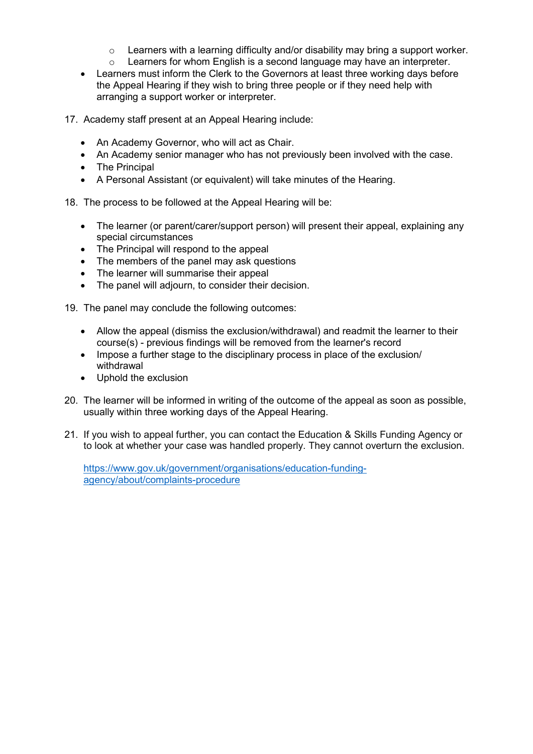- Learners with a learning difficulty and/or disability may bring a support worker.
    - Learners for whom English is a second language may have an interpreter.
- Learners must inform the Clerk to the Governors at least three working days before the Appeal Hearing if they wish to bring three people or if they need help with arranging a support worker or interpreter.

17. Academy staff present at an Appeal Hearing include:

    - An Academy Governor, who will act as Chair.
    - An Academy senior manager who has not previously been involved with the case.
    - The Principal
    - A Personal Assistant (or equivalent) will take minutes of the Hearing.

18. The process to be followed at the Appeal Hearing will be:

    - The learner (or parent/carer/support person) will present their appeal, explaining any special circumstances
    - The Principal will respond to the appeal
    - The members of the panel may ask questions
    - The learner will summarise their appeal
    - The panel will adjourn, to consider their decision.

19. The panel may conclude the following outcomes:

    - Allow the appeal (dismiss the exclusion/withdrawal) and readmit the learner to their course(s) - previous findings will be removed from the learner's record
    - Impose a further stage to the disciplinary process in place of the exclusion/withdrawal
    - Uphold the exclusion

20. The learner will be informed in writing of the outcome of the appeal as soon as possible, usually within three working days of the Appeal Hearing.

21. If you wish to appeal further, you can contact the Education & Skills Funding Agency or to look at whether your case was handled properly. They cannot overturn the exclusion.

    [https://www.gov.uk/government/organisations/education-funding-agency/about/complaints-procedure](https://www.gov.uk/government/organisations/education-funding-agency/about/complaints-procedure)